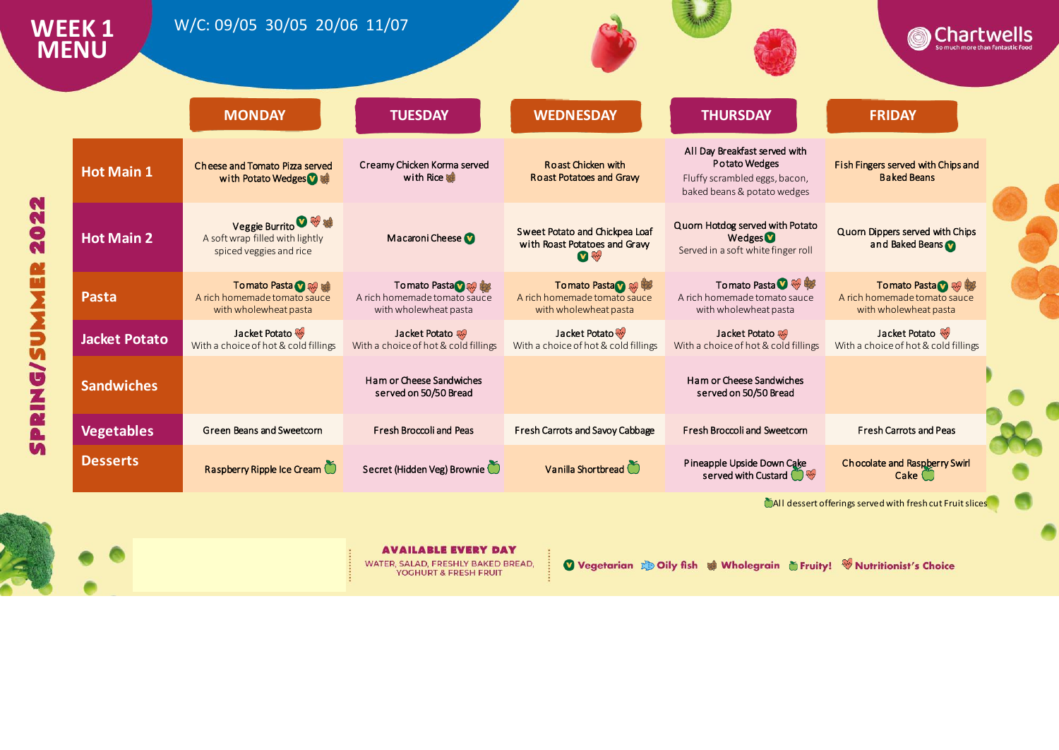# WEEK 1 MENU

W/C: 09/05 30/05 20/06 11/07

Chartwells — So much more than fantastic food

SPRING/SUMMER 2022

| | MONDAY | TUESDAY | WEDNESDAY | THURSDAY | FRIDAY |
|---|---|---|---|---|---|
| **Hot Main 1** | Cheese and Tomato Pizza served with Potato Wedges (Vegetarian) (Wholegrain) | Creamy Chicken Korma served with Rice (Wholegrain) | Roast Chicken with Roast Potatoes and Gravy | All Day Breakfast served with Potato Wedges<br>Fluffy scrambled eggs, bacon, baked beans & potato wedges | Fish Fingers served with Chips and Baked Beans |
| **Hot Main 2** | Veggie Burrito (Vegetarian) (Nutritionist's Choice) (Wholegrain)<br>A soft wrap filled with lightly spiced veggies and rice | Macaroni Cheese (Vegetarian) | Sweet Potato and Chickpea Loaf with Roast Potatoes and Gravy (Vegetarian) (Nutritionist's Choice) | Quorn Hotdog served with Potato Wedges (Vegetarian)<br>Served in a soft white finger roll | Quorn Dippers served with Chips and Baked Beans (Vegetarian) |
| **Pasta** | Tomato Pasta (Vegetarian) (Nutritionist's Choice) (Wholegrain)<br>A rich homemade tomato sauce with wholewheat pasta | Tomato Pasta (Vegetarian) (Nutritionist's Choice) (Wholegrain)<br>A rich homemade tomato sauce with wholewheat pasta | Tomato Pasta (Vegetarian) (Nutritionist's Choice) (Wholegrain)<br>A rich homemade tomato sauce with wholewheat pasta | Tomato Pasta (Vegetarian) (Nutritionist's Choice) (Wholegrain)<br>A rich homemade tomato sauce with wholewheat pasta | Tomato Pasta (Vegetarian) (Nutritionist's Choice) (Wholegrain)<br>A rich homemade tomato sauce with wholewheat pasta |
| **Jacket Potato** | Jacket Potato (Nutritionist's Choice)<br>With a choice of hot & cold fillings | Jacket Potato (Nutritionist's Choice)<br>With a choice of hot & cold fillings | Jacket Potato (Nutritionist's Choice)<br>With a choice of hot & cold fillings | Jacket Potato (Nutritionist's Choice)<br>With a choice of hot & cold fillings | Jacket Potato (Nutritionist's Choice)<br>With a choice of hot & cold fillings |
| **Sandwiches** | | Ham or Cheese Sandwiches served on 50/50 Bread | | Ham or Cheese Sandwiches served on 50/50 Bread | |
| **Vegetables** | Green Beans and Sweetcorn | Fresh Broccoli and Peas | Fresh Carrots and Savoy Cabbage | Fresh Broccoli and Sweetcorn | Fresh Carrots and Peas |
| **Desserts** | Raspberry Ripple Ice Cream (Fruity!) | Secret (Hidden Veg) Brownie (Fruity!) | Vanilla Shortbread (Fruity!) | Pineapple Upside Down Cake served with Custard (Fruity!) (Nutritionist's Choice) | Chocolate and Raspberry Swirl Cake (Fruity!) |

(Fruity!) All dessert offerings served with fresh cut Fruit slices

**AVAILABLE EVERY DAY**
WATER, SALAD, FRESHLY BAKED BREAD, YOGHURT & FRESH FRUIT

Key: Vegetarian | Oily fish | Wholegrain | Fruity! | Nutritionist's Choice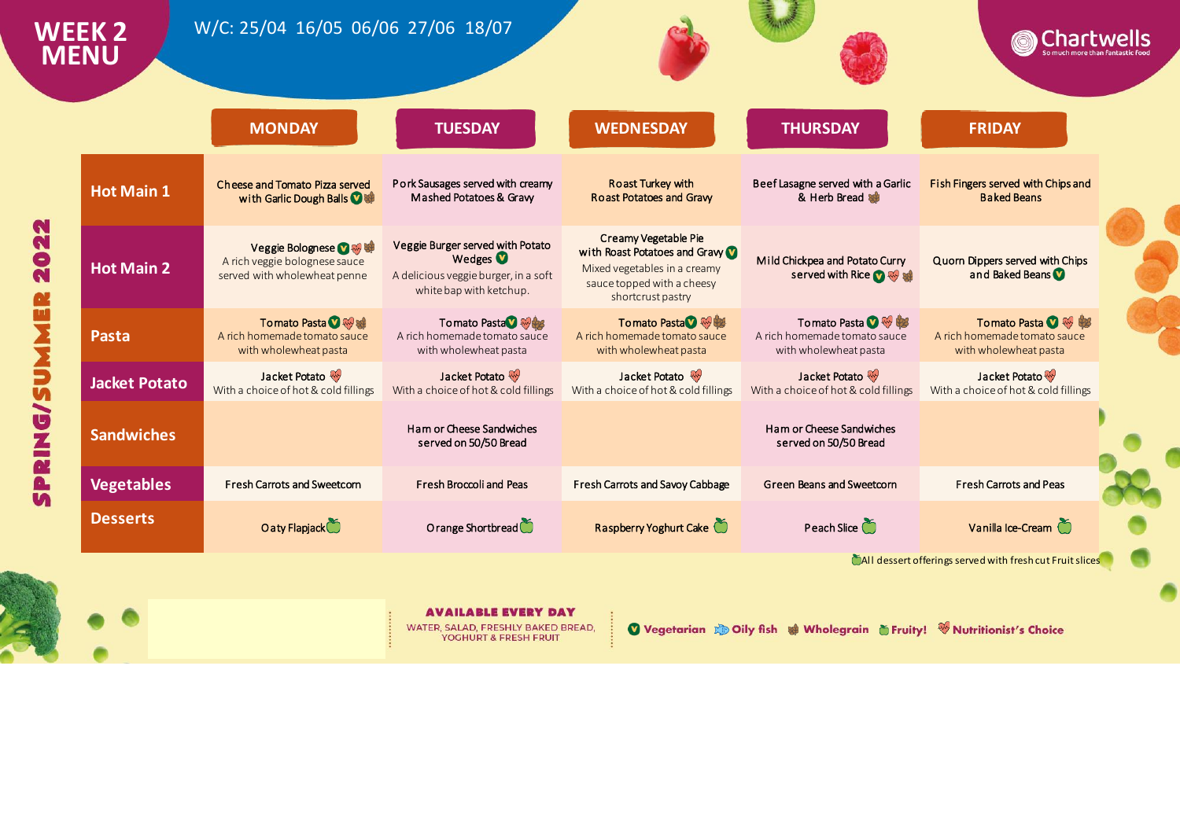# WEEK 2 MENU

W/C: 25/04 16/05 06/06 27/06 18/07

Chartwells
So much more than fantastic food

SPRING/SUMMER 2022

| | MONDAY | TUESDAY | WEDNESDAY | THURSDAY | FRIDAY |
|---|---|---|---|---|---|
| **Hot Main 1** | Cheese and Tomato Pizza served with Garlic Dough Balls | Pork Sausages served with creamy Mashed Potatoes & Gravy | Roast Turkey with Roast Potatoes and Gravy | Beef Lasagne served with a Garlic & Herb Bread | Fish Fingers served with Chips and Baked Beans |
| **Hot Main 2** | Veggie Bolognese<br>A rich veggie bolognese sauce served with wholewheat penne | Veggie Burger served with Potato Wedges<br>A delicious veggie burger, in a soft white bap with ketchup. | Creamy Vegetable Pie with Roast Potatoes and Gravy<br>Mixed vegetables in a creamy sauce topped with a cheesy shortcrust pastry | Mild Chickpea and Potato Curry served with Rice | Quorn Dippers served with Chips and Baked Beans |
| **Pasta** | Tomato Pasta<br>A rich homemade tomato sauce with wholewheat pasta | Tomato Pasta<br>A rich homemade tomato sauce with wholewheat pasta | Tomato Pasta<br>A rich homemade tomato sauce with wholewheat pasta | Tomato Pasta<br>A rich homemade tomato sauce with wholewheat pasta | Tomato Pasta<br>A rich homemade tomato sauce with wholewheat pasta |
| **Jacket Potato** | Jacket Potato<br>With a choice of hot & cold fillings | Jacket Potato<br>With a choice of hot & cold fillings | Jacket Potato<br>With a choice of hot & cold fillings | Jacket Potato<br>With a choice of hot & cold fillings | Jacket Potato<br>With a choice of hot & cold fillings |
| **Sandwiches** | | Ham or Cheese Sandwiches served on 50/50 Bread | | Ham or Cheese Sandwiches served on 50/50 Bread | |
| **Vegetables** | Fresh Carrots and Sweetcorn | Fresh Broccoli and Peas | Fresh Carrots and Savoy Cabbage | Green Beans and Sweetcorn | Fresh Carrots and Peas |
| **Desserts** | Oaty Flapjack | Orange Shortbread | Raspberry Yoghurt Cake | Peach Slice | Vanilla Ice-Cream |

All dessert offerings served with fresh cut Fruit slices

**AVAILABLE EVERY DAY**
WATER, SALAD, FRESHLY BAKED BREAD, YOGHURT & FRESH FRUIT

Vegetarian | Oily fish | Wholegrain | Fruity! | Nutritionist's Choice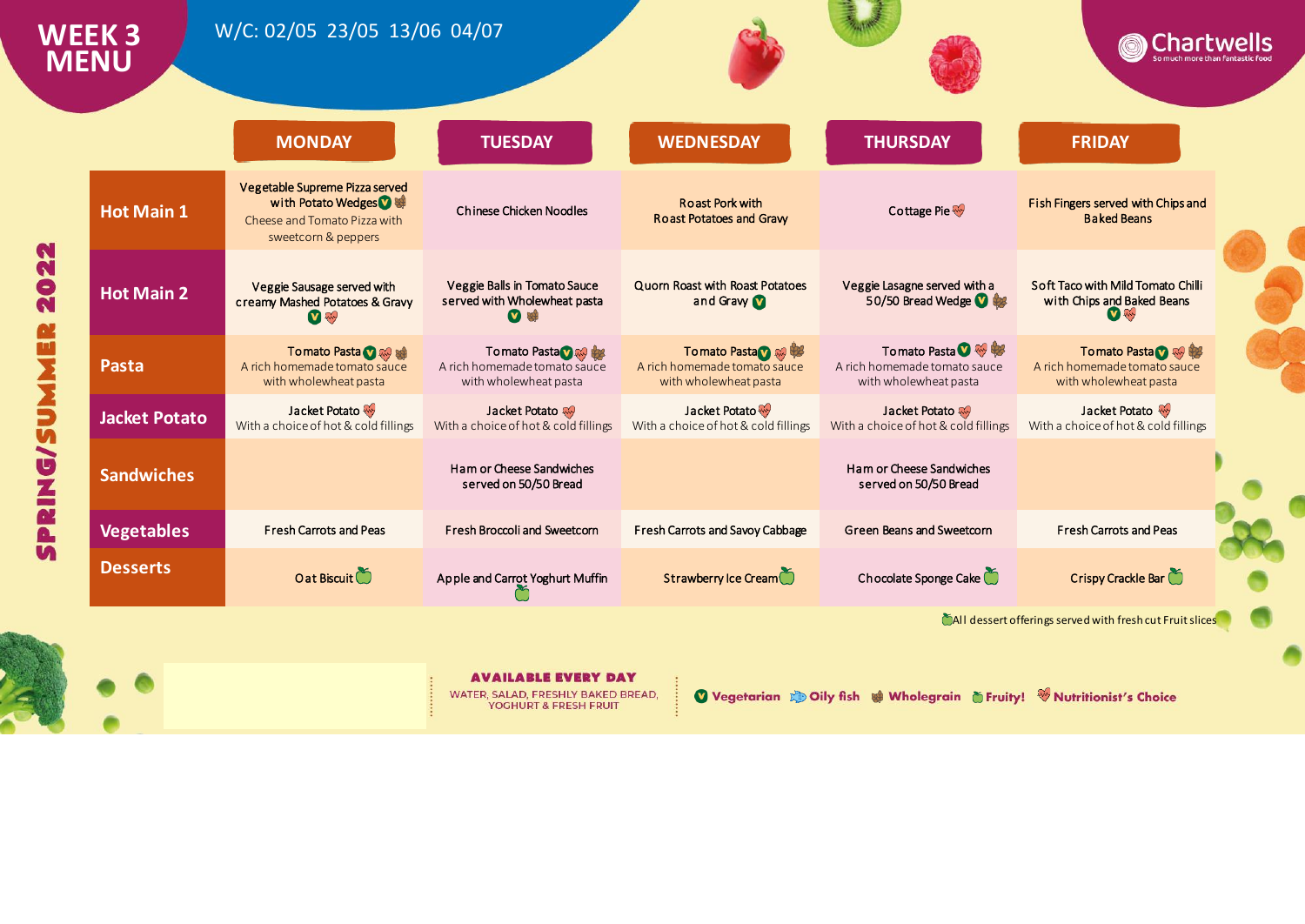# WEEK 3 MENU

W/C: 02/05 23/05 13/06 04/07

Chartwells
So much more than fantastic food

SPRING/SUMMER 2022

| | MONDAY | TUESDAY | WEDNESDAY | THURSDAY | FRIDAY |
|---|---|---|---|---|---|
| **Hot Main 1** | Vegetable Supreme Pizza served with Potato Wedges (Vegetarian, Wholegrain) Cheese and Tomato Pizza with sweetcorn & peppers | Chinese Chicken Noodles | Roast Pork with Roast Potatoes and Gravy | Cottage Pie (Nutritionist's Choice) | Fish Fingers served with Chips and Baked Beans |
| **Hot Main 2** | Veggie Sausage served with creamy Mashed Potatoes & Gravy (Vegetarian, Nutritionist's Choice) | Veggie Balls in Tomato Sauce served with Wholewheat pasta (Vegetarian, Wholegrain) | Quorn Roast with Roast Potatoes and Gravy (Vegetarian) | Veggie Lasagne served with a 50/50 Bread Wedge (Vegetarian, Wholegrain) | Soft Taco with Mild Tomato Chilli with Chips and Baked Beans (Vegetarian, Nutritionist's Choice) |
| **Pasta** | Tomato Pasta (Vegetarian, Nutritionist's Choice, Wholegrain) A rich homemade tomato sauce with wholewheat pasta | Tomato Pasta (Vegetarian, Nutritionist's Choice, Wholegrain) A rich homemade tomato sauce with wholewheat pasta | Tomato Pasta (Vegetarian, Nutritionist's Choice, Wholegrain) A rich homemade tomato sauce with wholewheat pasta | Tomato Pasta (Vegetarian, Nutritionist's Choice, Wholegrain) A rich homemade tomato sauce with wholewheat pasta | Tomato Pasta (Vegetarian, Nutritionist's Choice, Wholegrain) A rich homemade tomato sauce with wholewheat pasta |
| **Jacket Potato** | Jacket Potato (Nutritionist's Choice) With a choice of hot & cold fillings | Jacket Potato (Nutritionist's Choice) With a choice of hot & cold fillings | Jacket Potato (Nutritionist's Choice) With a choice of hot & cold fillings | Jacket Potato (Nutritionist's Choice) With a choice of hot & cold fillings | Jacket Potato (Nutritionist's Choice) With a choice of hot & cold fillings |
| **Sandwiches** | | Ham or Cheese Sandwiches served on 50/50 Bread | | Ham or Cheese Sandwiches served on 50/50 Bread | |
| **Vegetables** | Fresh Carrots and Peas | Fresh Broccoli and Sweetcorn | Fresh Carrots and Savoy Cabbage | Green Beans and Sweetcorn | Fresh Carrots and Peas |
| **Desserts** | Oat Biscuit (Fruity!) | Apple and Carrot Yoghurt Muffin (Fruity!) | Strawberry Ice Cream (Fruity!) | Chocolate Sponge Cake (Fruity!) | Crispy Crackle Bar (Fruity!) |

All dessert offerings served with fresh cut Fruit slices

**AVAILABLE EVERY DAY**
WATER, SALAD, FRESHLY BAKED BREAD, YOGHURT & FRESH FRUIT

Vegetarian | Oily fish | Wholegrain | Fruity! | Nutritionist's Choice